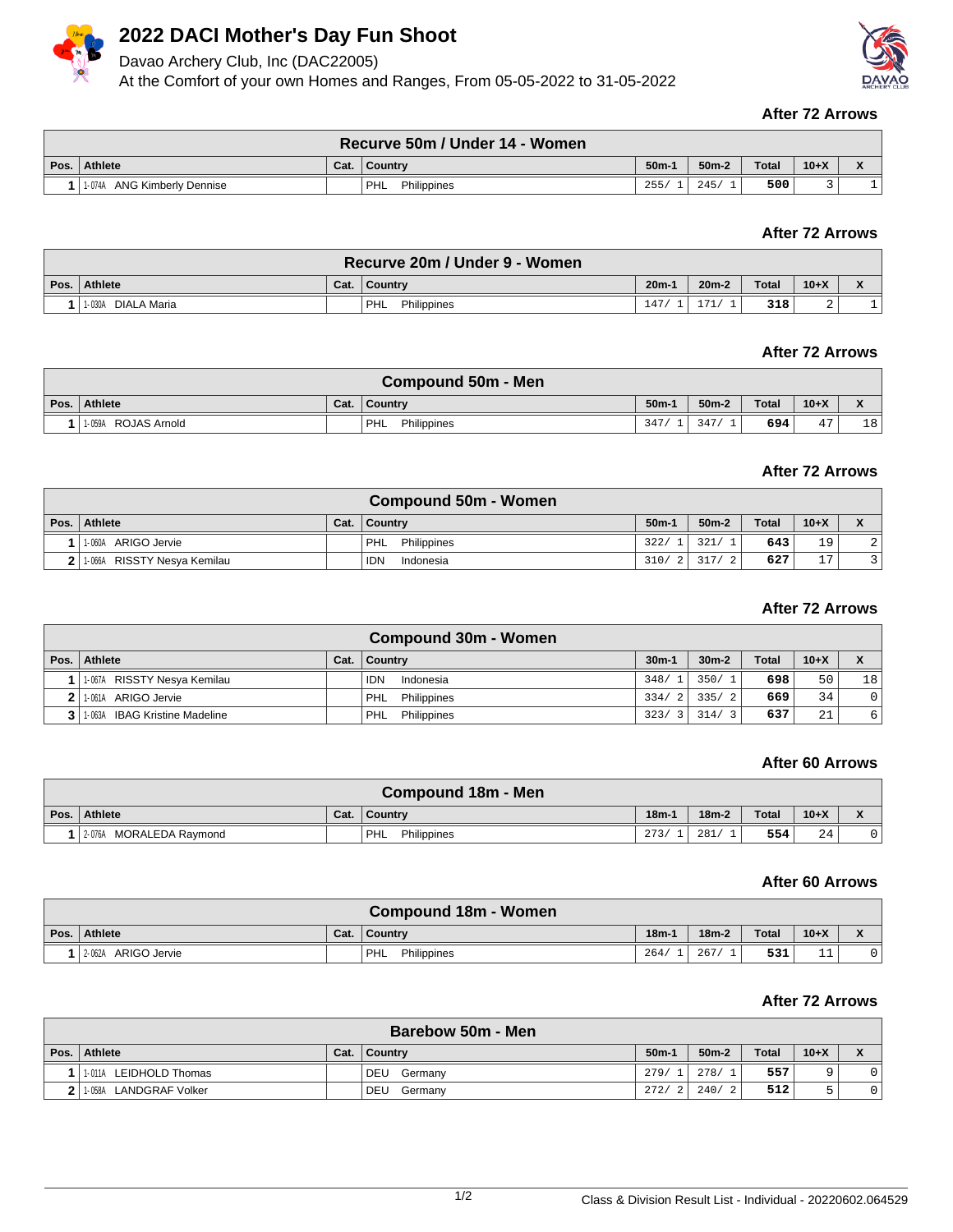# 2022 DACI Mother's Day Fun Shoot

Davao Archery Club, Inc (DAC22005)

At the Comfort of your own Homes and Ranges, From 05-05-2022 to 31-05-2022

**After 72 Arrows**

| Recurve 50m / Under 14 - Women | | | | | | | | |
|---|---|---|---|---|---|---|---|---|
| Pos. | Athlete | Cat. | Country | 50m-1 | 50m-2 | Total | 10+X | X |
| 1 | 1-074A ANG Kimberly Dennise | | PHL Philippines | 255/ 1 | 245/ 1 | 500 | 3 | 1 |

**After 72 Arrows**

| Recurve 20m / Under 9 - Women | | | | | | | | |
|---|---|---|---|---|---|---|---|---|
| Pos. | Athlete | Cat. | Country | 20m-1 | 20m-2 | Total | 10+X | X |
| 1 | 1-030A DIALA Maria | | PHL Philippines | 147/ 1 | 171/ 1 | 318 | 2 | 1 |

**After 72 Arrows**

| Compound 50m - Men | | | | | | | | |
|---|---|---|---|---|---|---|---|---|
| Pos. | Athlete | Cat. | Country | 50m-1 | 50m-2 | Total | 10+X | X |
| 1 | 1-059A ROJAS Arnold | | PHL Philippines | 347/ 1 | 347/ 1 | 694 | 47 | 18 |

**After 72 Arrows**

| Compound 50m - Women | | | | | | | | |
|---|---|---|---|---|---|---|---|---|
| Pos. | Athlete | Cat. | Country | 50m-1 | 50m-2 | Total | 10+X | X |
| 1 | 1-060A ARIGO Jervie | | PHL Philippines | 322/ 1 | 321/ 1 | 643 | 19 | 2 |
| 2 | 1-066A RISSTY Nesya Kemilau | | IDN Indonesia | 310/ 2 | 317/ 2 | 627 | 17 | 3 |

**After 72 Arrows**

| Compound 30m - Women | | | | | | | | |
|---|---|---|---|---|---|---|---|---|
| Pos. | Athlete | Cat. | Country | 30m-1 | 30m-2 | Total | 10+X | X |
| 1 | 1-067A RISSTY Nesya Kemilau | | IDN Indonesia | 348/ 1 | 350/ 1 | 698 | 50 | 18 |
| 2 | 1-061A ARIGO Jervie | | PHL Philippines | 334/ 2 | 335/ 2 | 669 | 34 | 0 |
| 3 | 1-063A IBAG Kristine Madeline | | PHL Philippines | 323/ 3 | 314/ 3 | 637 | 21 | 6 |

**After 60 Arrows**

| Compound 18m - Men | | | | | | | | |
|---|---|---|---|---|---|---|---|---|
| Pos. | Athlete | Cat. | Country | 18m-1 | 18m-2 | Total | 10+X | X |
| 1 | 2-076A MORALEDA Raymond | | PHL Philippines | 273/ 1 | 281/ 1 | 554 | 24 | 0 |

**After 60 Arrows**

| Compound 18m - Women | | | | | | | | |
|---|---|---|---|---|---|---|---|---|
| Pos. | Athlete | Cat. | Country | 18m-1 | 18m-2 | Total | 10+X | X |
| 1 | 2-062A ARIGO Jervie | | PHL Philippines | 264/ 1 | 267/ 1 | 531 | 11 | 0 |

**After 72 Arrows**

| Barebow 50m - Men | | | | | | | | |
|---|---|---|---|---|---|---|---|---|
| Pos. | Athlete | Cat. | Country | 50m-1 | 50m-2 | Total | 10+X | X |
| 1 | 1-011A LEIDHOLD Thomas | | DEU Germany | 279/ 1 | 278/ 1 | 557 | 9 | 0 |
| 2 | 1-058A LANDGRAF Volker | | DEU Germany | 272/ 2 | 240/ 2 | 512 | 5 | 0 |

Class & Division Result List - Individual - 20220602.064529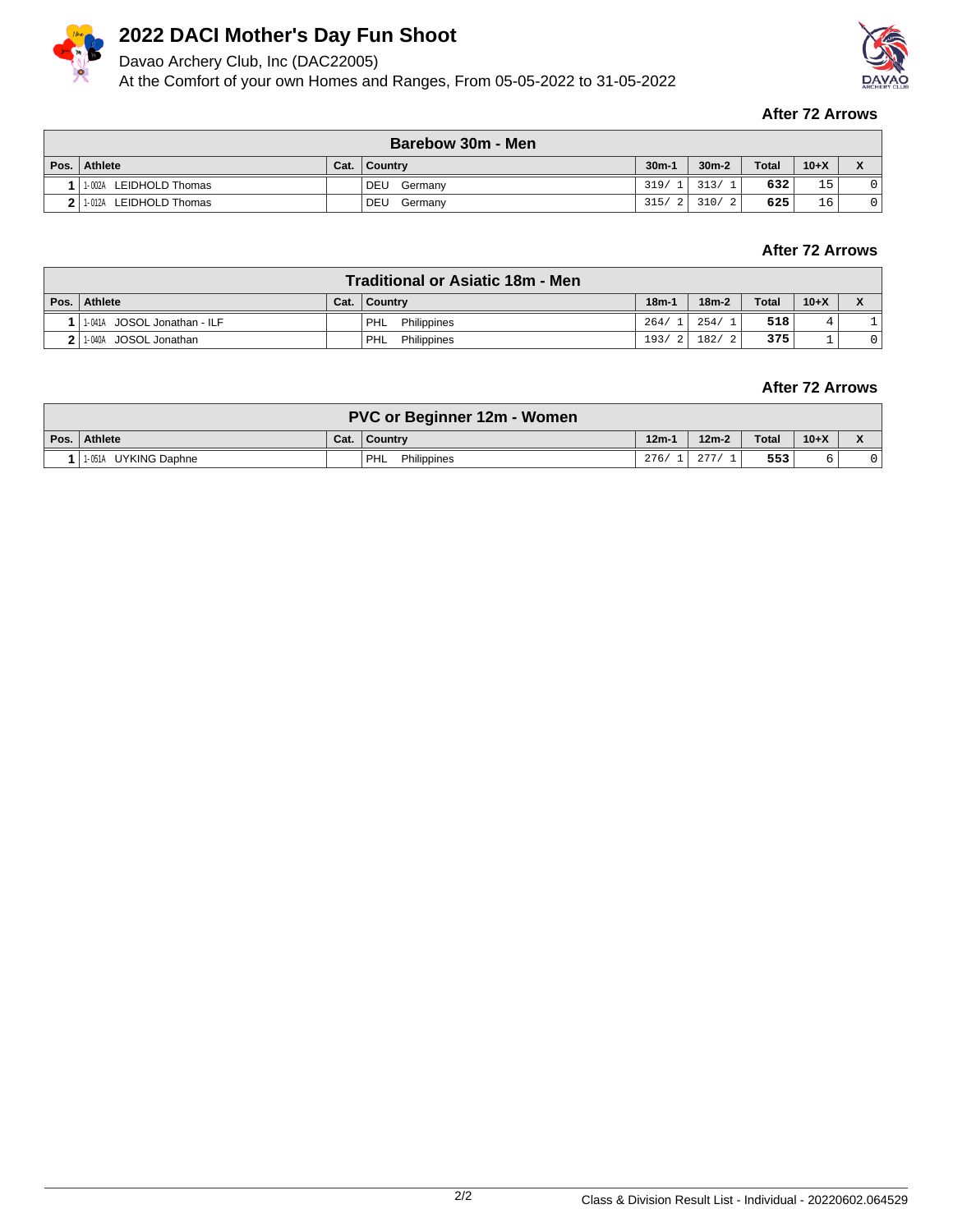# 2022 DACI Mother's Day Fun Shoot

Davao Archery Club, Inc (DAC22005)

At the Comfort of your own Homes and Ranges, From 05-05-2022 to 31-05-2022

**After 72 Arrows**

| Barebow 30m - Men | | | | | | | | |
|---|---|---|---|---|---|---|---|---|
| Pos. | Athlete | Cat. | Country | 30m-1 | 30m-2 | Total | 10+X | X |
| 1 | 1-002A LEIDHOLD Thomas | | DEU Germany | 319/ 1 | 313/ 1 | 632 | 15 | 0 |
| 2 | 1-012A LEIDHOLD Thomas | | DEU Germany | 315/ 2 | 310/ 2 | 625 | 16 | 0 |

**After 72 Arrows**

| Traditional or Asiatic 18m - Men | | | | | | | | |
|---|---|---|---|---|---|---|---|---|
| Pos. | Athlete | Cat. | Country | 18m-1 | 18m-2 | Total | 10+X | X |
| 1 | 1-041A JOSOL Jonathan - ILF | | PHL Philippines | 264/ 1 | 254/ 1 | 518 | 4 | 1 |
| 2 | 1-040A JOSOL Jonathan | | PHL Philippines | 193/ 2 | 182/ 2 | 375 | 1 | 0 |

**After 72 Arrows**

| PVC or Beginner 12m - Women | | | | | | | | |
|---|---|---|---|---|---|---|---|---|
| Pos. | Athlete | Cat. | Country | 12m-1 | 12m-2 | Total | 10+X | X |
| 1 | 1-051A UYKING Daphne | | PHL Philippines | 276/ 1 | 277/ 1 | 553 | 6 | 0 |

Class & Division Result List - Individual - 20220602.064529